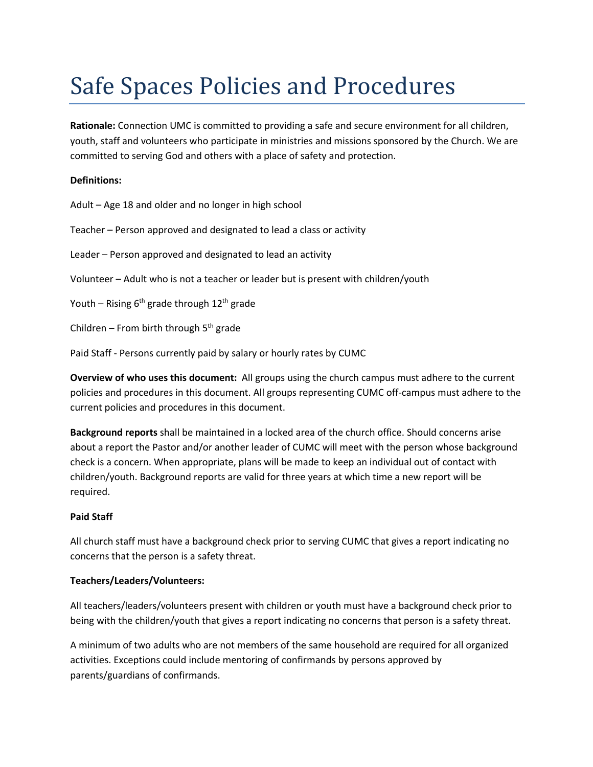# Safe Spaces Policies and Procedures

**Rationale:** Connection UMC is committed to providing a safe and secure environment for all children, youth, staff and volunteers who participate in ministries and missions sponsored by the Church. We are committed to serving God and others with a place of safety and protection.

**Definitions:**

Adult – Age 18 and older and no longer in high school

Teacher – Person approved and designated to lead a class or activity

Leader – Person approved and designated to lead an activity

Volunteer – Adult who is not a teacher or leader but is present with children/youth

Youth – Rising 6th grade through 12th grade

Children – From birth through 5th grade

Paid Staff - Persons currently paid by salary or hourly rates by CUMC

**Overview of who uses this document:** All groups using the church campus must adhere to the current policies and procedures in this document. All groups representing CUMC off-campus must adhere to the current policies and procedures in this document.

**Background reports** shall be maintained in a locked area of the church office. Should concerns arise about a report the Pastor and/or another leader of CUMC will meet with the person whose background check is a concern. When appropriate, plans will be made to keep an individual out of contact with children/youth. Background reports are valid for three years at which time a new report will be required.

**Paid Staff**

All church staff must have a background check prior to serving CUMC that gives a report indicating no concerns that the person is a safety threat.

**Teachers/Leaders/Volunteers:**

All teachers/leaders/volunteers present with children or youth must have a background check prior to being with the children/youth that gives a report indicating no concerns that person is a safety threat.

A minimum of two adults who are not members of the same household are required for all organized activities. Exceptions could include mentoring of confirmands by persons approved by parents/guardians of confirmands.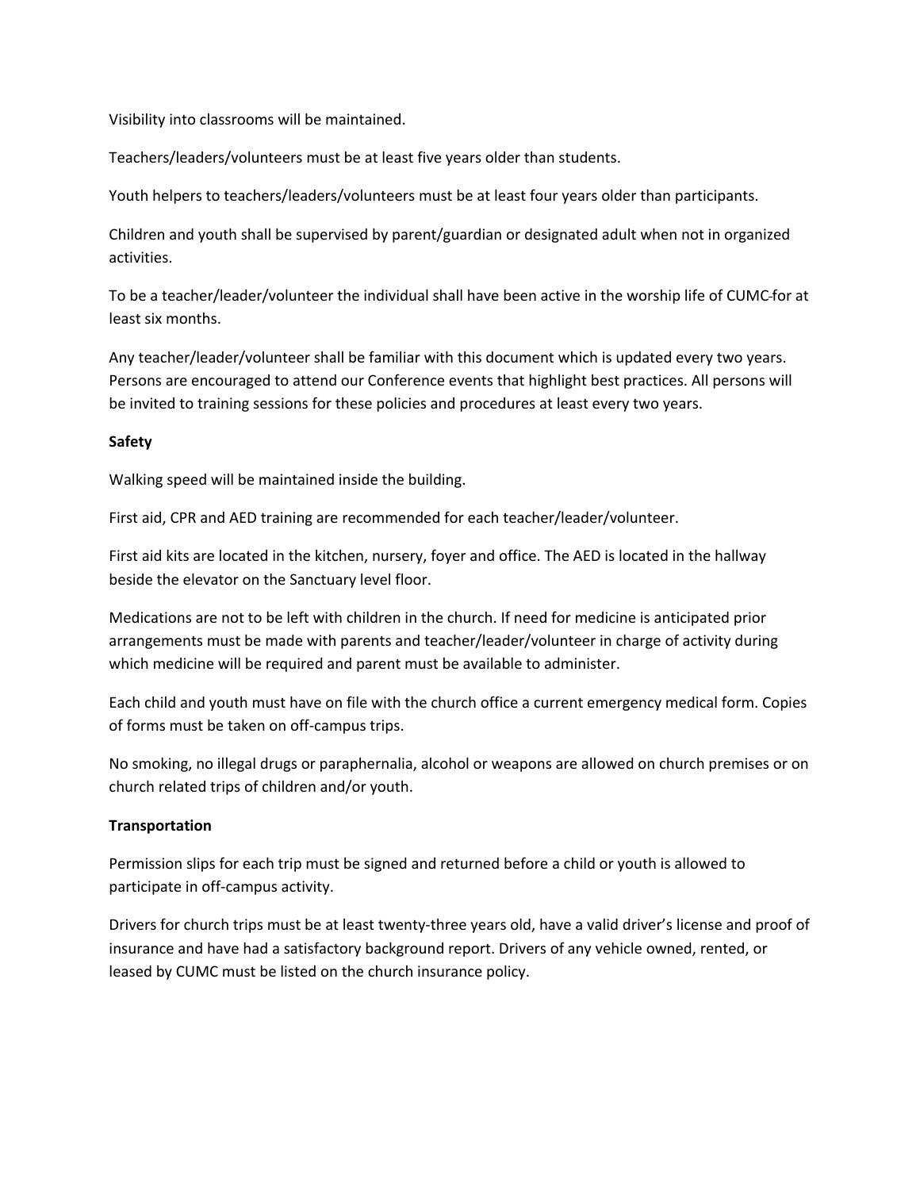Visibility into classrooms will be maintained.

Teachers/leaders/volunteers must be at least five years older than students.

Youth helpers to teachers/leaders/volunteers must be at least four years older than participants.

Children and youth shall be supervised by parent/guardian or designated adult when not in organized activities.

To be a teacher/leader/volunteer the individual shall have been active in the worship life of CUMC for at least six months.

Any teacher/leader/volunteer shall be familiar with this document which is updated every two years. Persons are encouraged to attend our Conference events that highlight best practices. All persons will be invited to training sessions for these policies and procedures at least every two years.

**Safety**

Walking speed will be maintained inside the building.

First aid, CPR and AED training are recommended for each teacher/leader/volunteer.

First aid kits are located in the kitchen, nursery, foyer and office. The AED is located in the hallway beside the elevator on the Sanctuary level floor.

Medications are not to be left with children in the church. If need for medicine is anticipated prior arrangements must be made with parents and teacher/leader/volunteer in charge of activity during which medicine will be required and parent must be available to administer.

Each child and youth must have on file with the church office a current emergency medical form. Copies of forms must be taken on off-campus trips.

No smoking, no illegal drugs or paraphernalia, alcohol or weapons are allowed on church premises or on church related trips of children and/or youth.

**Transportation**

Permission slips for each trip must be signed and returned before a child or youth is allowed to participate in off-campus activity.

Drivers for church trips must be at least twenty-three years old, have a valid driver's license and proof of insurance and have had a satisfactory background report. Drivers of any vehicle owned, rented, or leased by CUMC must be listed on the church insurance policy.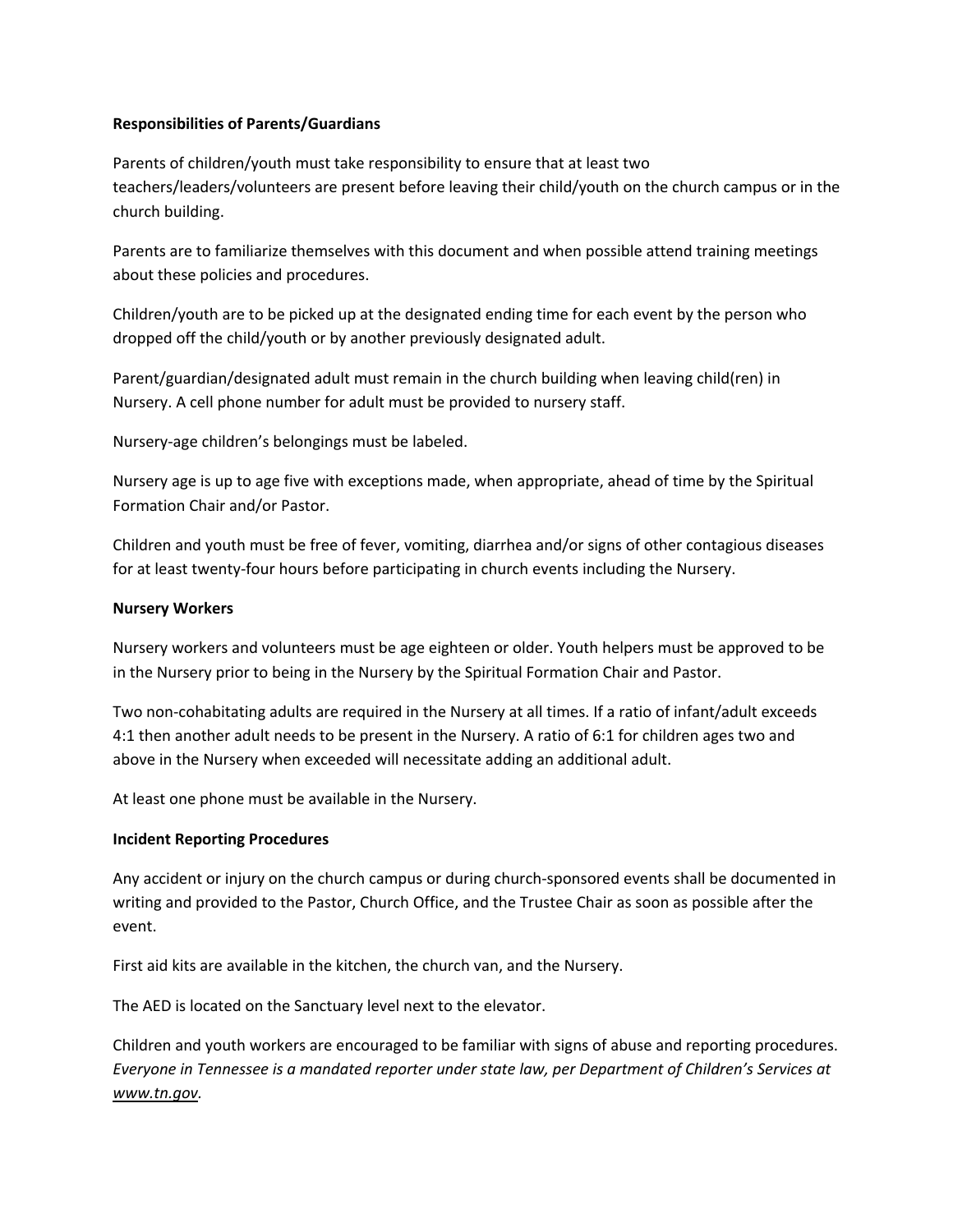**Responsibilities of Parents/Guardians**

Parents of children/youth must take responsibility to ensure that at least two teachers/leaders/volunteers are present before leaving their child/youth on the church campus or in the church building.

Parents are to familiarize themselves with this document and when possible attend training meetings about these policies and procedures.

Children/youth are to be picked up at the designated ending time for each event by the person who dropped off the child/youth or by another previously designated adult.

Parent/guardian/designated adult must remain in the church building when leaving child(ren) in Nursery. A cell phone number for adult must be provided to nursery staff.

Nursery-age children's belongings must be labeled.

Nursery age is up to age five with exceptions made, when appropriate, ahead of time by the Spiritual Formation Chair and/or Pastor.

Children and youth must be free of fever, vomiting, diarrhea and/or signs of other contagious diseases for at least twenty-four hours before participating in church events including the Nursery.

**Nursery Workers**

Nursery workers and volunteers must be age eighteen or older. Youth helpers must be approved to be in the Nursery prior to being in the Nursery by the Spiritual Formation Chair and Pastor.

Two non-cohabitating adults are required in the Nursery at all times. If a ratio of infant/adult exceeds 4:1 then another adult needs to be present in the Nursery. A ratio of 6:1 for children ages two and above in the Nursery when exceeded will necessitate adding an additional adult.

At least one phone must be available in the Nursery.

**Incident Reporting Procedures**

Any accident or injury on the church campus or during church-sponsored events shall be documented in writing and provided to the Pastor, Church Office, and the Trustee Chair as soon as possible after the event.

First aid kits are available in the kitchen, the church van, and the Nursery.

The AED is located on the Sanctuary level next to the elevator.

Children and youth workers are encouraged to be familiar with signs of abuse and reporting procedures. *Everyone in Tennessee is a mandated reporter under state law, per Department of Children's Services at www.tn.gov.*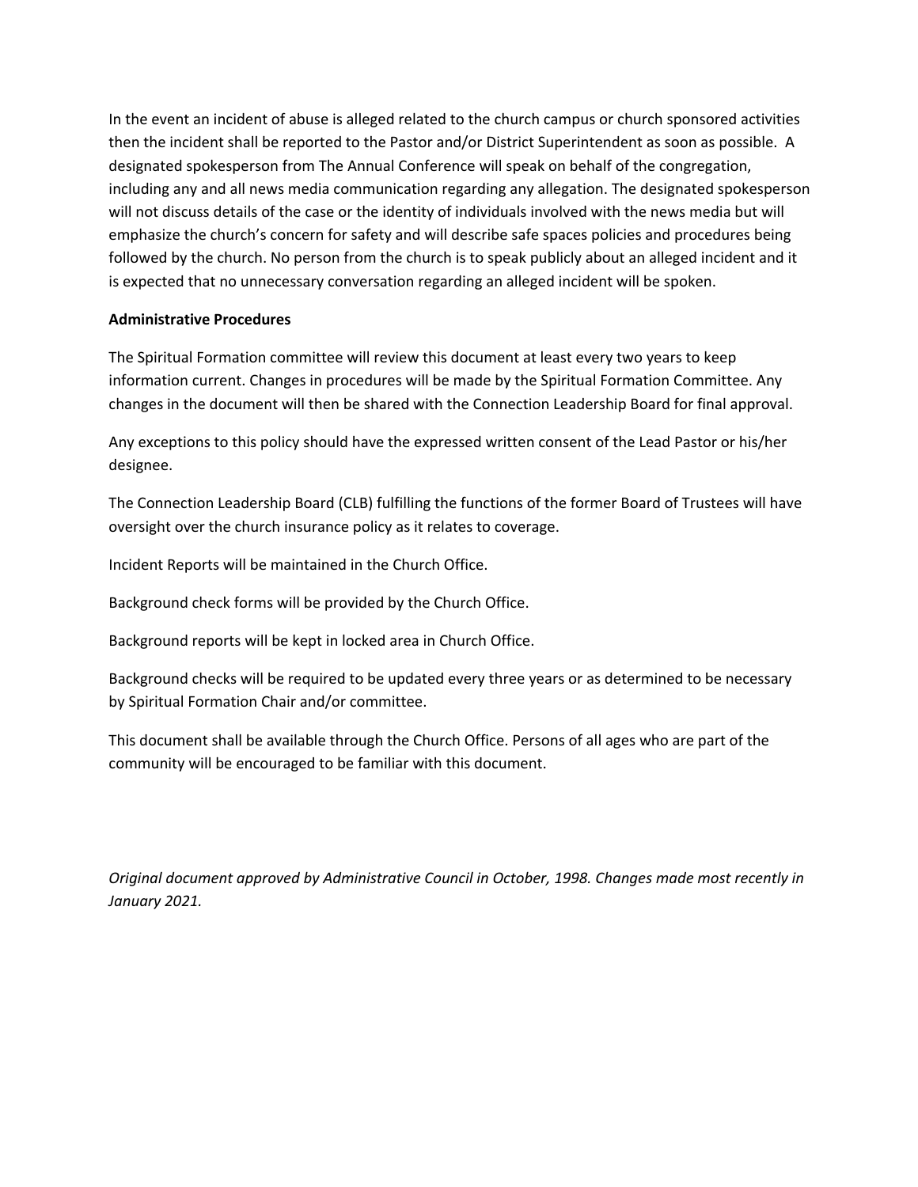In the event an incident of abuse is alleged related to the church campus or church sponsored activities then the incident shall be reported to the Pastor and/or District Superintendent as soon as possible. A designated spokesperson from The Annual Conference will speak on behalf of the congregation, including any and all news media communication regarding any allegation. The designated spokesperson will not discuss details of the case or the identity of individuals involved with the news media but will emphasize the church's concern for safety and will describe safe spaces policies and procedures being followed by the church. No person from the church is to speak publicly about an alleged incident and it is expected that no unnecessary conversation regarding an alleged incident will be spoken.

**Administrative Procedures**

The Spiritual Formation committee will review this document at least every two years to keep information current. Changes in procedures will be made by the Spiritual Formation Committee. Any changes in the document will then be shared with the Connection Leadership Board for final approval.

Any exceptions to this policy should have the expressed written consent of the Lead Pastor or his/her designee.

The Connection Leadership Board (CLB) fulfilling the functions of the former Board of Trustees will have oversight over the church insurance policy as it relates to coverage.

Incident Reports will be maintained in the Church Office.

Background check forms will be provided by the Church Office.

Background reports will be kept in locked area in Church Office.

Background checks will be required to be updated every three years or as determined to be necessary by Spiritual Formation Chair and/or committee.

This document shall be available through the Church Office. Persons of all ages who are part of the community will be encouraged to be familiar with this document.

*Original document approved by Administrative Council in October, 1998. Changes made most recently in January 2021.*